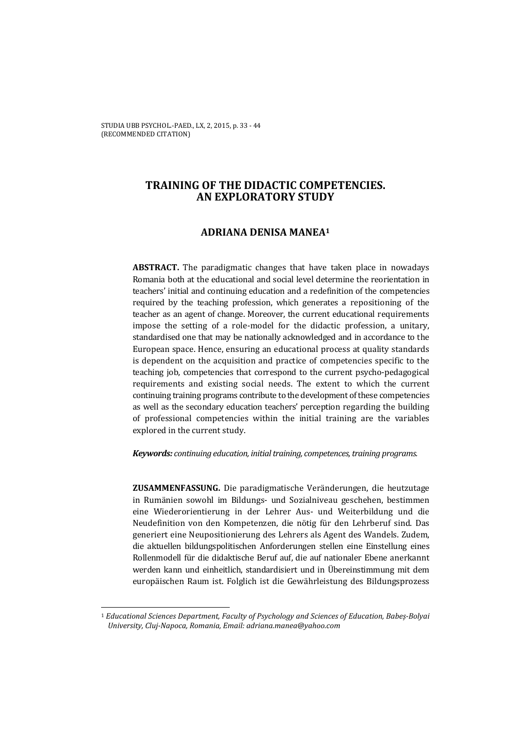# TRAINING OF THE DIDACTIC COMPETENCIES. AN EXPLORATORY STUDY

## ADRIANA DENISA MANEA[1]

**ABSTRACT.** The paradigmatic changes that have taken place in nowadays Romania both at the educational and social level determine the reorientation in teachers' initial and continuing education and a redefinition of the competencies required by the teaching profession, which generates a repositioning of the teacher as an agent of change. Moreover, the current educational requirements impose the setting of a role-model for the didactic profession, a unitary, standardised one that may be nationally acknowledged and in accordance to the European space. Hence, ensuring an educational process at quality standards is dependent on the acquisition and practice of competencies specific to the teaching job, competencies that correspond to the current psycho-pedagogical requirements and existing social needs. The extent to which the current continuing training programs contribute to the development of these competencies as well as the secondary education teachers' perception regarding the building of professional competencies within the initial training are the variables explored in the current study.

***Keywords:*** *continuing education, initial training, competences, training programs.*

**ZUSAMMENFASSUNG.** Die paradigmatische Veränderungen, die heutzutage in Rumänien sowohl im Bildungs- und Sozialniveau geschehen, bestimmen eine Wiederorientierung in der Lehrer Aus- und Weiterbildung und die Neudefinition von den Kompetenzen, die nötig für den Lehrberuf sind. Das generiert eine Neupositionierung des Lehrers als Agent des Wandels. Zudem, die aktuellen bildungspolitischen Anforderungen stellen eine Einstellung eines Rollenmodell für die didaktische Beruf auf, die auf nationaler Ebene anerkannt werden kann und einheitlich, standardisiert und in Übereinstimmung mit dem europäischen Raum ist. Folglich ist die Gewährleistung des Bildungsprozess

[1] *Educational Sciences Department, Faculty of Psychology and Sciences of Education, Babeș-Bolyai University, Cluj-Napoca, Romania, Email: adriana.manea@yahoo.com*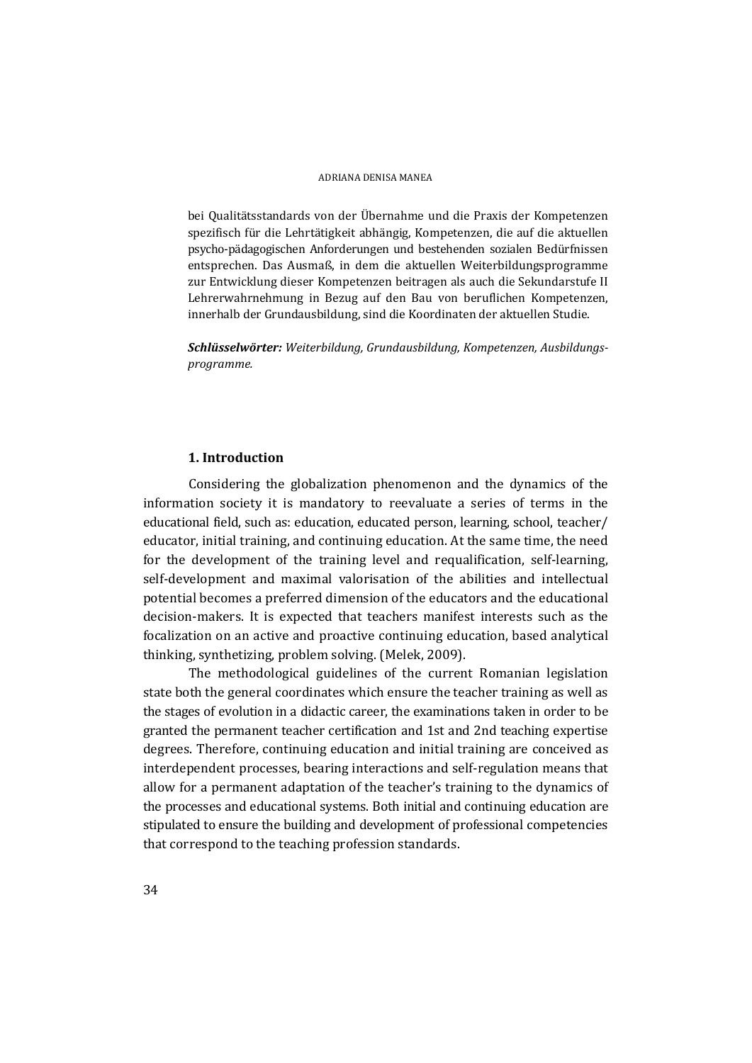bei Qualitätsstandards von der Übernahme und die Praxis der Kompetenzen spezifisch für die Lehrtätigkeit abhängig, Kompetenzen, die auf die aktuellen psycho-pädagogischen Anforderungen und bestehenden sozialen Bedürfnissen entsprechen. Das Ausmaß, in dem die aktuellen Weiterbildungsprogramme zur Entwicklung dieser Kompetenzen beitragen als auch die Sekundarstufe II Lehrerwahrnehmung in Bezug auf den Bau von beruflichen Kompetenzen, innerhalb der Grundausbildung, sind die Koordinaten der aktuellen Studie.

***Schlüsselwörter:*** *Weiterbildung, Grundausbildung, Kompetenzen, Ausbildungs-programme.*

## 1. Introduction

Considering the globalization phenomenon and the dynamics of the information society it is mandatory to reevaluate a series of terms in the educational field, such as: education, educated person, learning, school, teacher/ educator, initial training, and continuing education. At the same time, the need for the development of the training level and requalification, self-learning, self-development and maximal valorisation of the abilities and intellectual potential becomes a preferred dimension of the educators and the educational decision-makers. It is expected that teachers manifest interests such as the focalization on an active and proactive continuing education, based analytical thinking, synthetizing, problem solving. (Melek, 2009).

The methodological guidelines of the current Romanian legislation state both the general coordinates which ensure the teacher training as well as the stages of evolution in a didactic career, the examinations taken in order to be granted the permanent teacher certification and 1st and 2nd teaching expertise degrees. Therefore, continuing education and initial training are conceived as interdependent processes, bearing interactions and self-regulation means that allow for a permanent adaptation of the teacher's training to the dynamics of the processes and educational systems. Both initial and continuing education are stipulated to ensure the building and development of professional competencies that correspond to the teaching profession standards.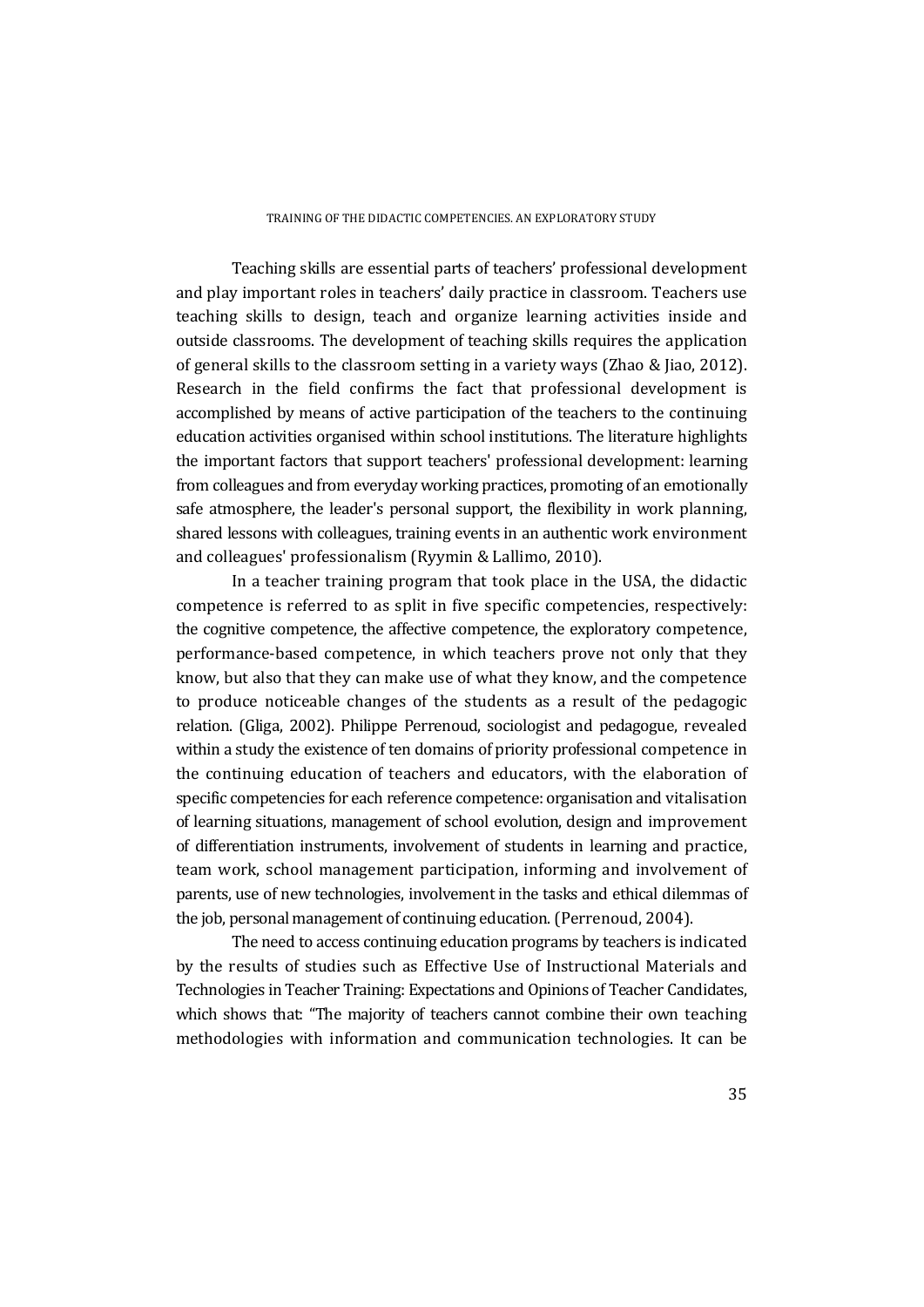Teaching skills are essential parts of teachers' professional development and play important roles in teachers' daily practice in classroom. Teachers use teaching skills to design, teach and organize learning activities inside and outside classrooms. The development of teaching skills requires the application of general skills to the classroom setting in a variety ways (Zhao & Jiao, 2012). Research in the field confirms the fact that professional development is accomplished by means of active participation of the teachers to the continuing education activities organised within school institutions. The literature highlights the important factors that support teachers' professional development: learning from colleagues and from everyday working practices, promoting of an emotionally safe atmosphere, the leader's personal support, the flexibility in work planning, shared lessons with colleagues, training events in an authentic work environment and colleagues' professionalism (Ryymin & Lallimo, 2010).

In a teacher training program that took place in the USA, the didactic competence is referred to as split in five specific competencies, respectively: the cognitive competence, the affective competence, the exploratory competence, performance-based competence, in which teachers prove not only that they know, but also that they can make use of what they know, and the competence to produce noticeable changes of the students as a result of the pedagogic relation. (Gliga, 2002). Philippe Perrenoud, sociologist and pedagogue, revealed within a study the existence of ten domains of priority professional competence in the continuing education of teachers and educators, with the elaboration of specific competencies for each reference competence: organisation and vitalisation of learning situations, management of school evolution, design and improvement of differentiation instruments, involvement of students in learning and practice, team work, school management participation, informing and involvement of parents, use of new technologies, involvement in the tasks and ethical dilemmas of the job, personal management of continuing education. (Perrenoud, 2004).

The need to access continuing education programs by teachers is indicated by the results of studies such as Effective Use of Instructional Materials and Technologies in Teacher Training: Expectations and Opinions of Teacher Candidates, which shows that: "The majority of teachers cannot combine their own teaching methodologies with information and communication technologies. It can be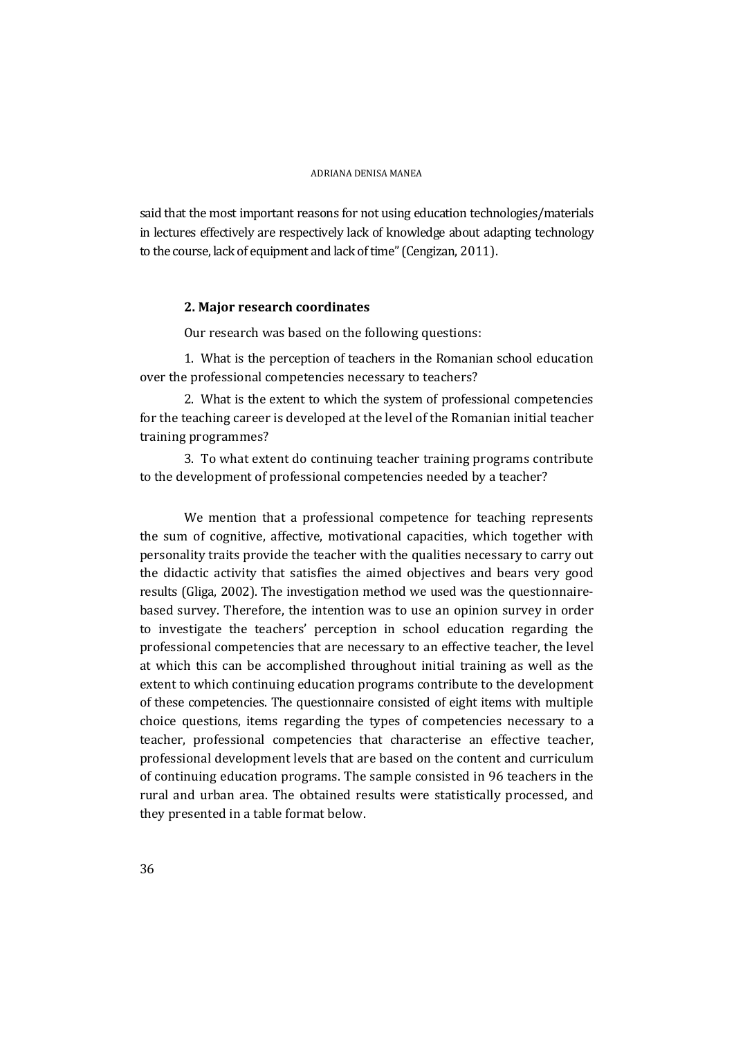said that the most important reasons for not using education technologies/materials in lectures effectively are respectively lack of knowledge about adapting technology to the course, lack of equipment and lack of time" (Cengizan, 2011).

## 2. Major research coordinates

Our research was based on the following questions:

1. What is the perception of teachers in the Romanian school education over the professional competencies necessary to teachers?

2. What is the extent to which the system of professional competencies for the teaching career is developed at the level of the Romanian initial teacher training programmes?

3. To what extent do continuing teacher training programs contribute to the development of professional competencies needed by a teacher?

We mention that a professional competence for teaching represents the sum of cognitive, affective, motivational capacities, which together with personality traits provide the teacher with the qualities necessary to carry out the didactic activity that satisfies the aimed objectives and bears very good results (Gliga, 2002). The investigation method we used was the questionnaire-based survey. Therefore, the intention was to use an opinion survey in order to investigate the teachers' perception in school education regarding the professional competencies that are necessary to an effective teacher, the level at which this can be accomplished throughout initial training as well as the extent to which continuing education programs contribute to the development of these competencies. The questionnaire consisted of eight items with multiple choice questions, items regarding the types of competencies necessary to a teacher, professional competencies that characterise an effective teacher, professional development levels that are based on the content and curriculum of continuing education programs. The sample consisted in 96 teachers in the rural and urban area. The obtained results were statistically processed, and they presented in a table format below.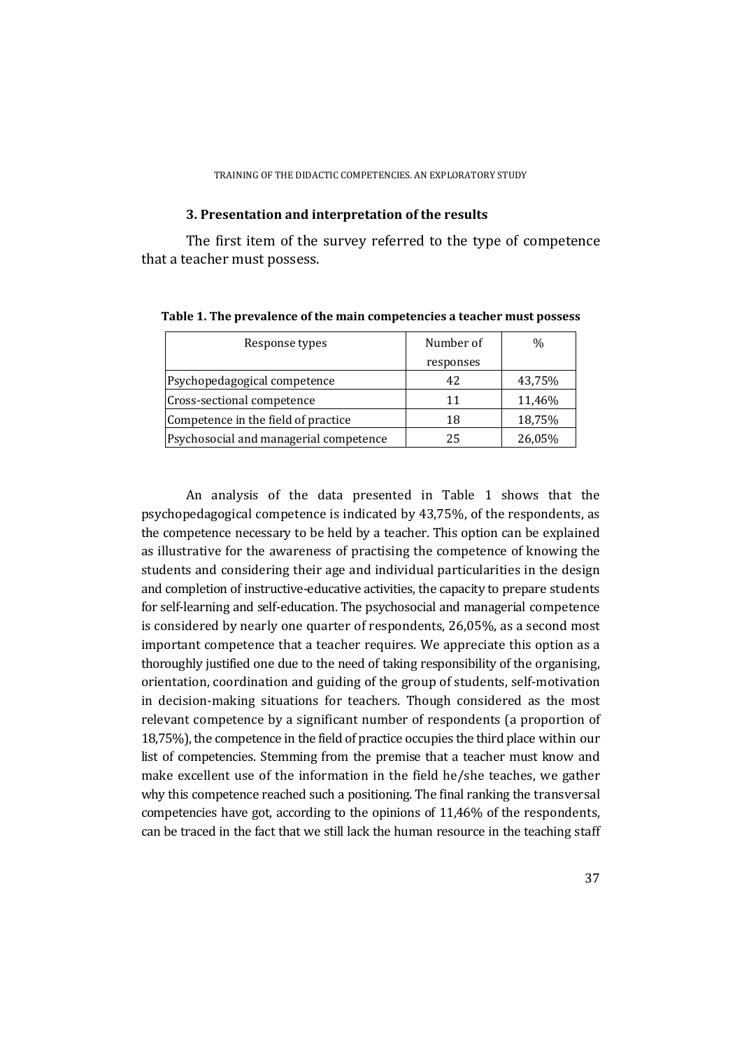### 3. Presentation and interpretation of the results

The first item of the survey referred to the type of competence that a teacher must possess.

**Table 1. The prevalence of the main competencies a teacher must possess**

| Response types | Number of responses | % |
|---|---|---|
| Psychopedagogical competence | 42 | 43,75% |
| Cross-sectional competence | 11 | 11,46% |
| Competence in the field of practice | 18 | 18,75% |
| Psychosocial and managerial competence | 25 | 26,05% |

An analysis of the data presented in Table 1 shows that the psychopedagogical competence is indicated by 43,75%, of the respondents, as the competence necessary to be held by a teacher. This option can be explained as illustrative for the awareness of practising the competence of knowing the students and considering their age and individual particularities in the design and completion of instructive-educative activities, the capacity to prepare students for self-learning and self-education. The psychosocial and managerial competence is considered by nearly one quarter of respondents, 26,05%, as a second most important competence that a teacher requires. We appreciate this option as a thoroughly justified one due to the need of taking responsibility of the organising, orientation, coordination and guiding of the group of students, self-motivation in decision-making situations for teachers. Though considered as the most relevant competence by a significant number of respondents (a proportion of 18,75%), the competence in the field of practice occupies the third place within our list of competencies. Stemming from the premise that a teacher must know and make excellent use of the information in the field he/she teaches, we gather why this competence reached such a positioning. The final ranking the transversal competencies have got, according to the opinions of 11,46% of the respondents, can be traced in the fact that we still lack the human resource in the teaching staff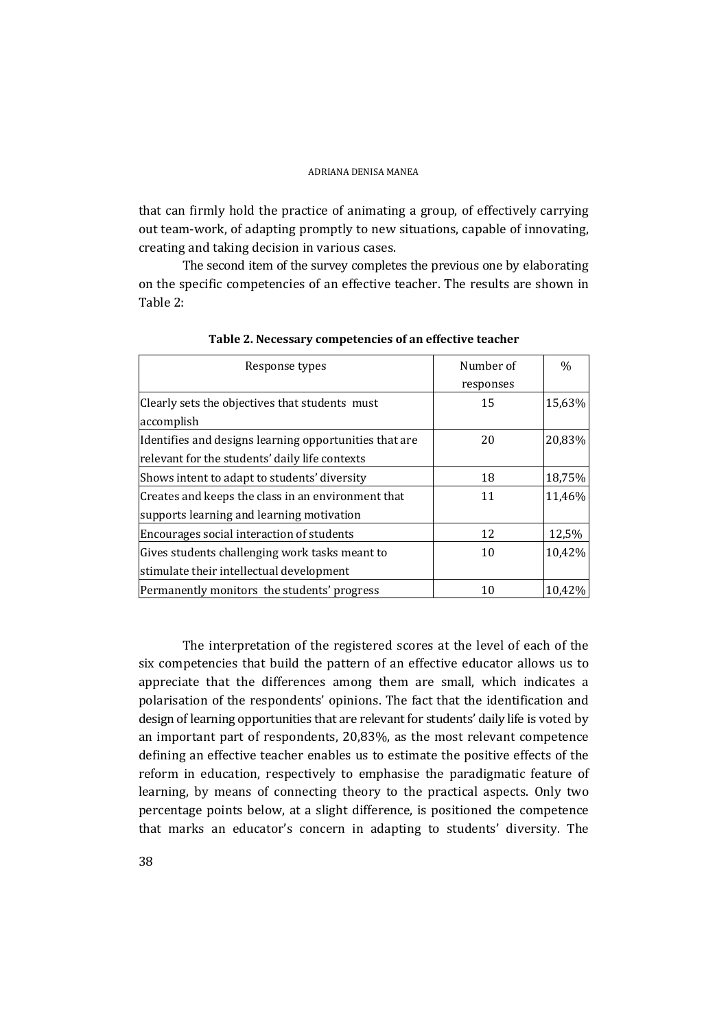that can firmly hold the practice of animating a group, of effectively carrying out team-work, of adapting promptly to new situations, capable of innovating, creating and taking decision in various cases.

The second item of the survey completes the previous one by elaborating on the specific competencies of an effective teacher. The results are shown in Table 2:

**Table 2. Necessary competencies of an effective teacher**

| Response types | Number of responses | % |
|---|---|---|
| Clearly sets the objectives that students must accomplish | 15 | 15,63% |
| Identifies and designs learning opportunities that are relevant for the students' daily life contexts | 20 | 20,83% |
| Shows intent to adapt to students' diversity | 18 | 18,75% |
| Creates and keeps the class in an environment that supports learning and learning motivation | 11 | 11,46% |
| Encourages social interaction of students | 12 | 12,5% |
| Gives students challenging work tasks meant to stimulate their intellectual development | 10 | 10,42% |
| Permanently monitors the students' progress | 10 | 10,42% |

The interpretation of the registered scores at the level of each of the six competencies that build the pattern of an effective educator allows us to appreciate that the differences among them are small, which indicates a polarisation of the respondents' opinions. The fact that the identification and design of learning opportunities that are relevant for students' daily life is voted by an important part of respondents, 20,83%, as the most relevant competence defining an effective teacher enables us to estimate the positive effects of the reform in education, respectively to emphasise the paradigmatic feature of learning, by means of connecting theory to the practical aspects. Only two percentage points below, at a slight difference, is positioned the competence that marks an educator's concern in adapting to students' diversity. The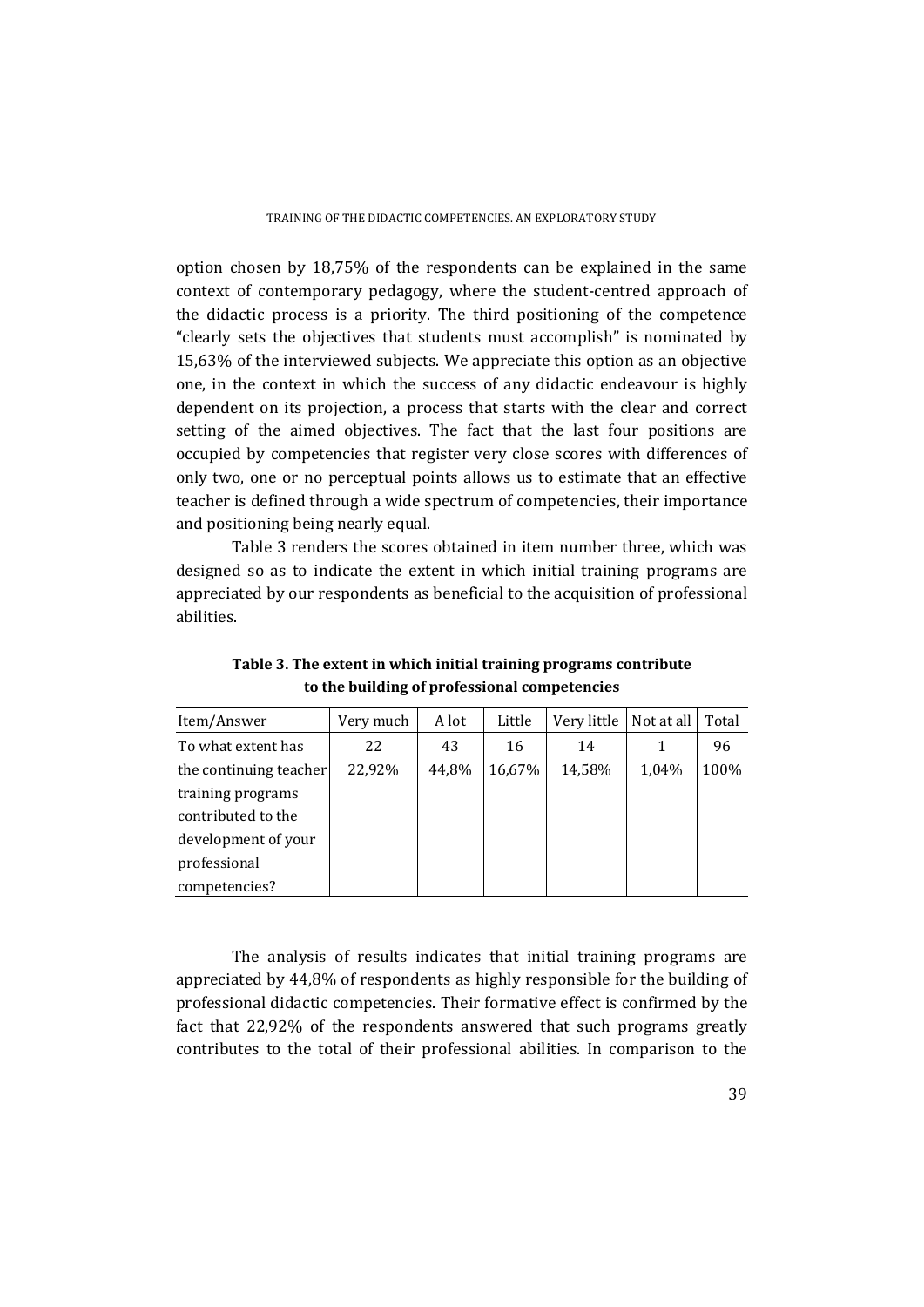option chosen by 18,75% of the respondents can be explained in the same context of contemporary pedagogy, where the student-centred approach of the didactic process is a priority. The third positioning of the competence "clearly sets the objectives that students must accomplish" is nominated by 15,63% of the interviewed subjects. We appreciate this option as an objective one, in the context in which the success of any didactic endeavour is highly dependent on its projection, a process that starts with the clear and correct setting of the aimed objectives. The fact that the last four positions are occupied by competencies that register very close scores with differences of only two, one or no perceptual points allows us to estimate that an effective teacher is defined through a wide spectrum of competencies, their importance and positioning being nearly equal.

Table 3 renders the scores obtained in item number three, which was designed so as to indicate the extent in which initial training programs are appreciated by our respondents as beneficial to the acquisition of professional abilities.

**Table 3. The extent in which initial training programs contribute to the building of professional competencies**

| Item/Answer | Very much | A lot | Little | Very little | Not at all | Total |
|---|---|---|---|---|---|---|
| To what extent has the continuing teacher training programs contributed to the development of your professional competencies? | 22<br>22,92% | 43<br>44,8% | 16<br>16,67% | 14<br>14,58% | 1<br>1,04% | 96<br>100% |

The analysis of results indicates that initial training programs are appreciated by 44,8% of respondents as highly responsible for the building of professional didactic competencies. Their formative effect is confirmed by the fact that 22,92% of the respondents answered that such programs greatly contributes to the total of their professional abilities. In comparison to the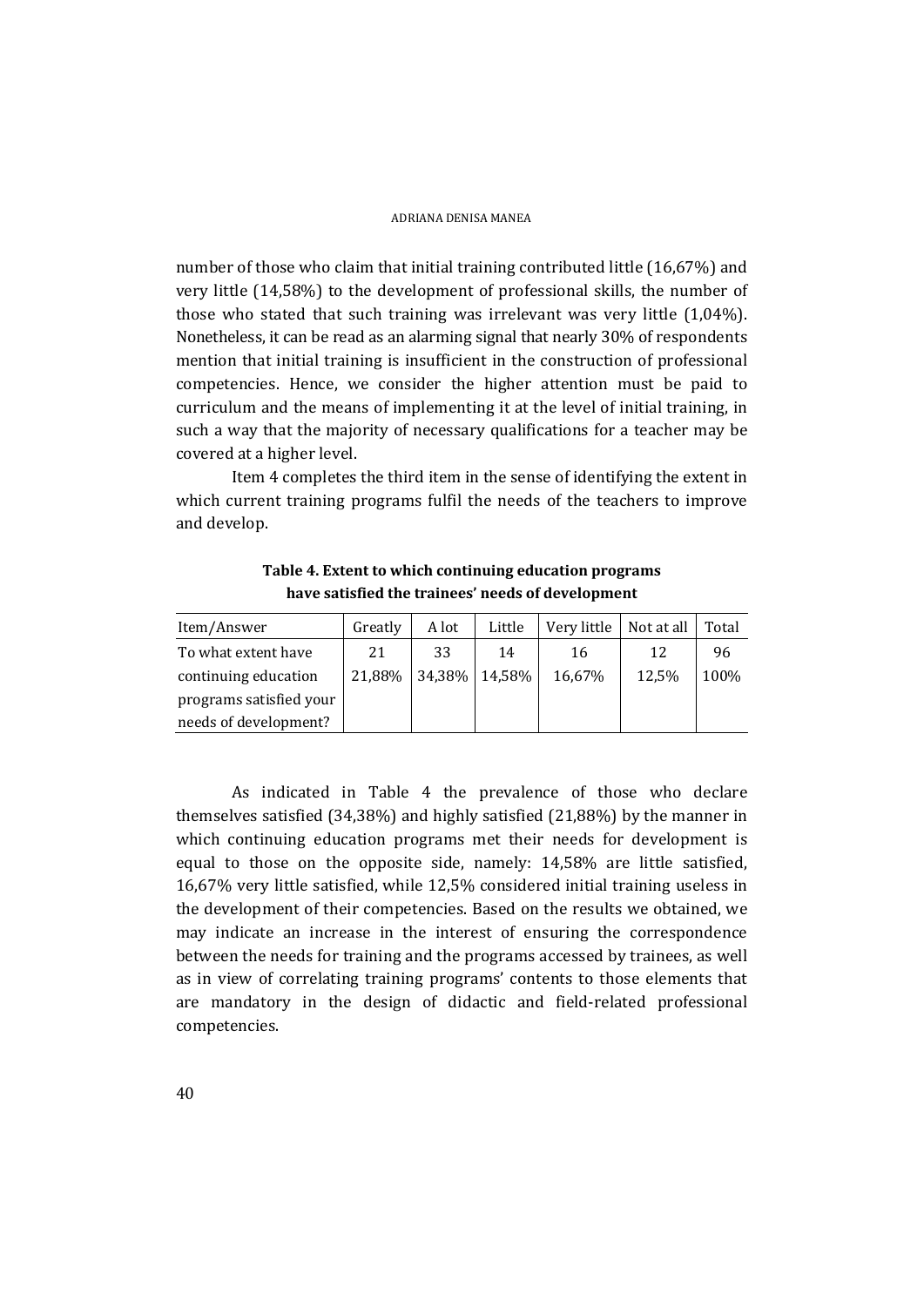number of those who claim that initial training contributed little (16,67%) and very little (14,58%) to the development of professional skills, the number of those who stated that such training was irrelevant was very little (1,04%). Nonetheless, it can be read as an alarming signal that nearly 30% of respondents mention that initial training is insufficient in the construction of professional competencies. Hence, we consider the higher attention must be paid to curriculum and the means of implementing it at the level of initial training, in such a way that the majority of necessary qualifications for a teacher may be covered at a higher level.

Item 4 completes the third item in the sense of identifying the extent in which current training programs fulfil the needs of the teachers to improve and develop.

**Table 4. Extent to which continuing education programs have satisfied the trainees' needs of development**

| Item/Answer | Greatly | A lot | Little | Very little | Not at all | Total |
|---|---|---|---|---|---|---|
| To what extent have continuing education programs satisfied your needs of development? | 21<br>21,88% | 33<br>34,38% | 14<br>14,58% | 16<br>16,67% | 12<br>12,5% | 96<br>100% |

As indicated in Table 4 the prevalence of those who declare themselves satisfied (34,38%) and highly satisfied (21,88%) by the manner in which continuing education programs met their needs for development is equal to those on the opposite side, namely: 14,58% are little satisfied, 16,67% very little satisfied, while 12,5% considered initial training useless in the development of their competencies. Based on the results we obtained, we may indicate an increase in the interest of ensuring the correspondence between the needs for training and the programs accessed by trainees, as well as in view of correlating training programs' contents to those elements that are mandatory in the design of didactic and field-related professional competencies.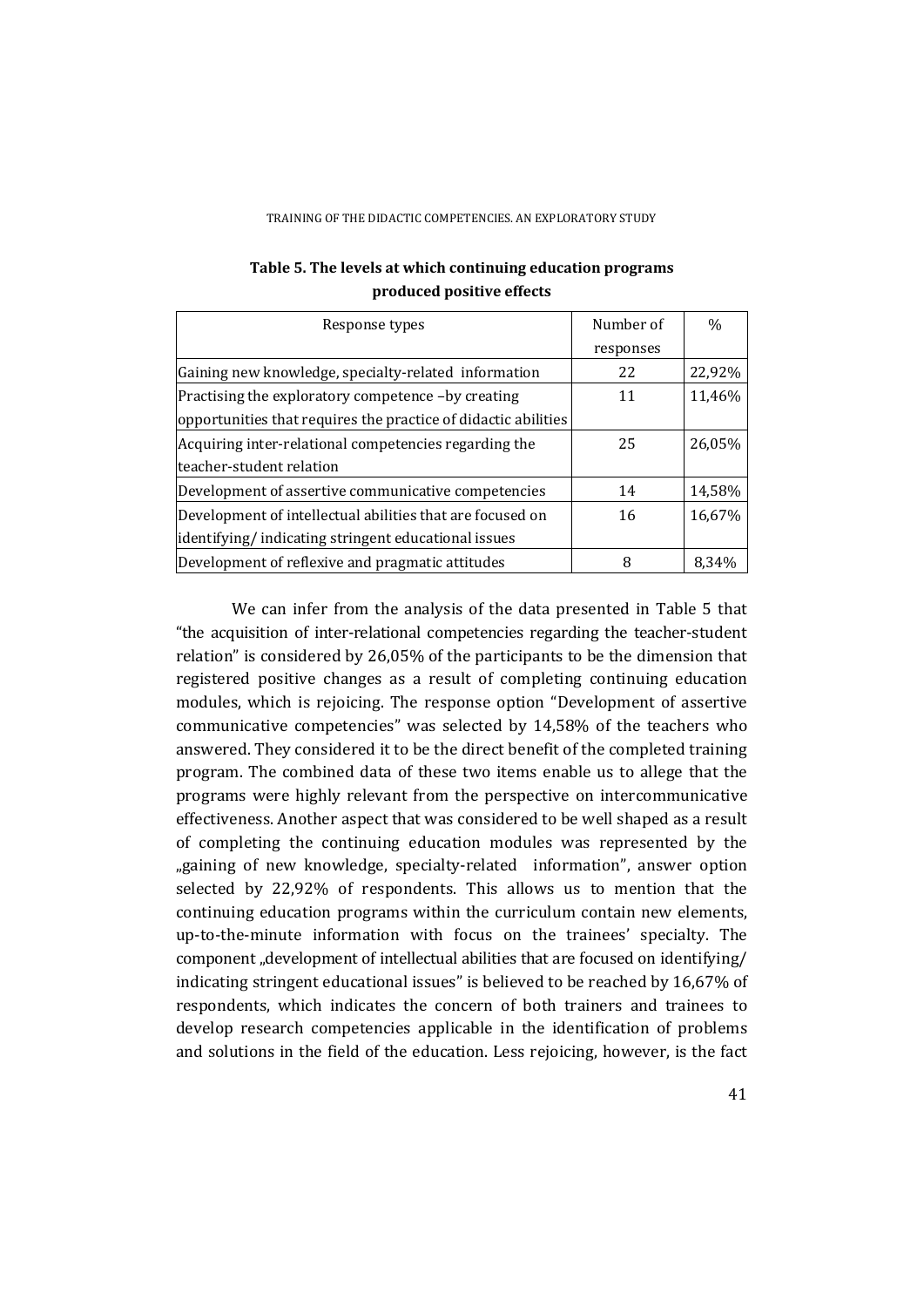**Table 5. The levels at which continuing education programs produced positive effects**

| Response types | Number of responses | % |
|---|---|---|
| Gaining new knowledge, specialty-related information | 22 | 22,92% |
| Practising the exploratory competence –by creating opportunities that requires the practice of didactic abilities | 11 | 11,46% |
| Acquiring inter-relational competencies regarding the teacher-student relation | 25 | 26,05% |
| Development of assertive communicative competencies | 14 | 14,58% |
| Development of intellectual abilities that are focused on identifying/ indicating stringent educational issues | 16 | 16,67% |
| Development of reflexive and pragmatic attitudes | 8 | 8,34% |

We can infer from the analysis of the data presented in Table 5 that "the acquisition of inter-relational competencies regarding the teacher-student relation" is considered by 26,05% of the participants to be the dimension that registered positive changes as a result of completing continuing education modules, which is rejoicing. The response option "Development of assertive communicative competencies" was selected by 14,58% of the teachers who answered. They considered it to be the direct benefit of the completed training program. The combined data of these two items enable us to allege that the programs were highly relevant from the perspective on intercommunicative effectiveness. Another aspect that was considered to be well shaped as a result of completing the continuing education modules was represented by the „gaining of new knowledge, specialty-related information", answer option selected by 22,92% of respondents. This allows us to mention that the continuing education programs within the curriculum contain new elements, up-to-the-minute information with focus on the trainees' specialty. The component „development of intellectual abilities that are focused on identifying/ indicating stringent educational issues" is believed to be reached by 16,67% of respondents, which indicates the concern of both trainers and trainees to develop research competencies applicable in the identification of problems and solutions in the field of the education. Less rejoicing, however, is the fact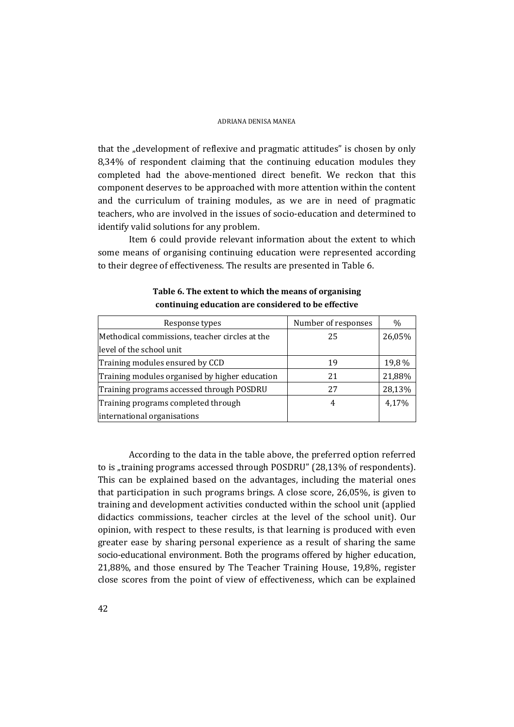that the „development of reflexive and pragmatic attitudes" is chosen by only 8,34% of respondent claiming that the continuing education modules they completed had the above-mentioned direct benefit. We reckon that this component deserves to be approached with more attention within the content and the curriculum of training modules, as we are in need of pragmatic teachers, who are involved in the issues of socio-education and determined to identify valid solutions for any problem.

Item 6 could provide relevant information about the extent to which some means of organising continuing education were represented according to their degree of effectiveness. The results are presented in Table 6.

**Table 6. The extent to which the means of organising continuing education are considered to be effective**

| Response types | Number of responses | % |
|---|---|---|
| Methodical commissions, teacher circles at the level of the school unit | 25 | 26,05% |
| Training modules ensured by CCD | 19 | 19,8 % |
| Training modules organised by higher education | 21 | 21,88% |
| Training programs accessed through POSDRU | 27 | 28,13% |
| Training programs completed through international organisations | 4 | 4,17% |

According to the data in the table above, the preferred option referred to is „training programs accessed through POSDRU" (28,13% of respondents). This can be explained based on the advantages, including the material ones that participation in such programs brings. A close score, 26,05%, is given to training and development activities conducted within the school unit (applied didactics commissions, teacher circles at the level of the school unit). Our opinion, with respect to these results, is that learning is produced with even greater ease by sharing personal experience as a result of sharing the same socio-educational environment. Both the programs offered by higher education, 21,88%, and those ensured by The Teacher Training House, 19,8%, register close scores from the point of view of effectiveness, which can be explained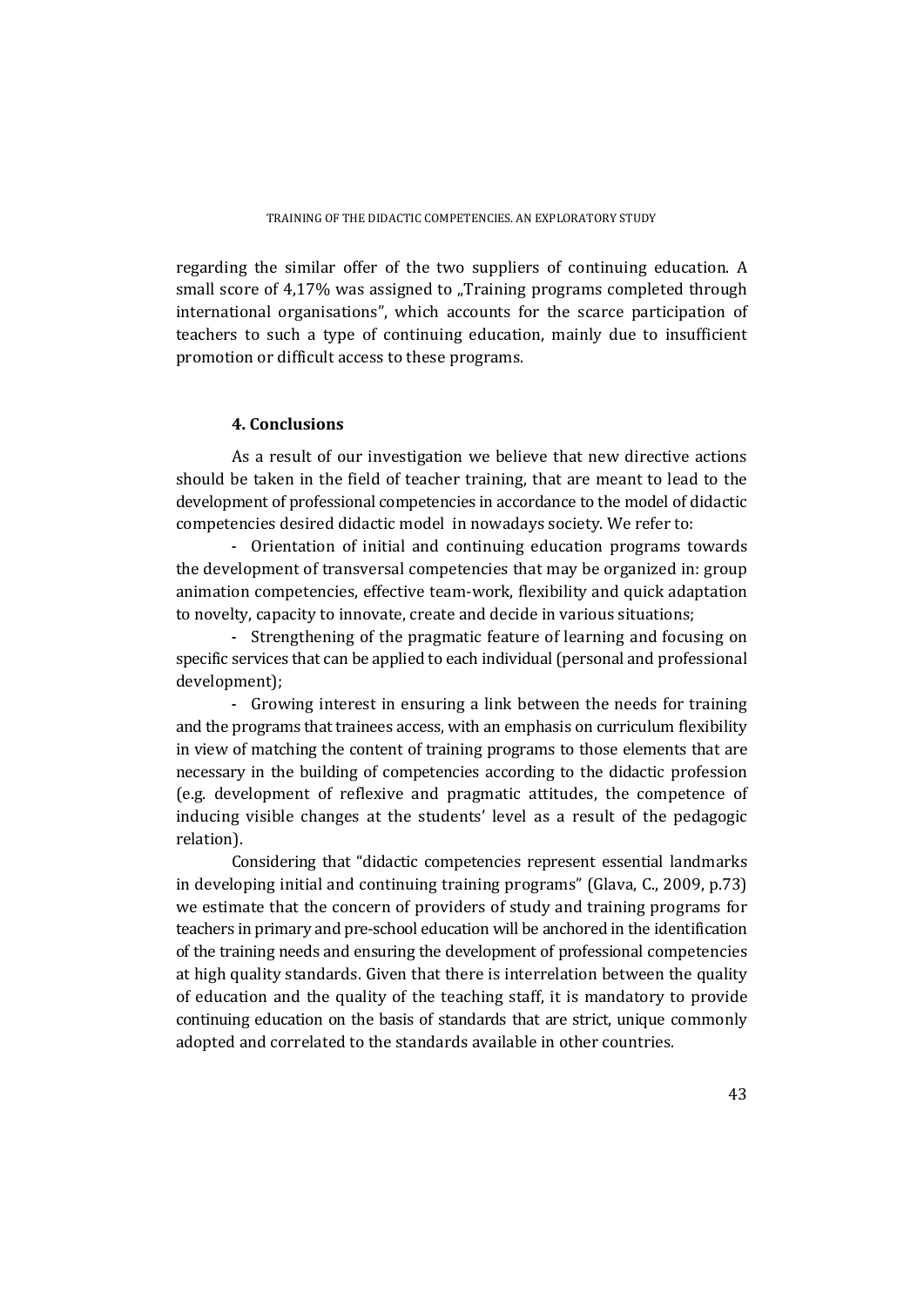regarding the similar offer of the two suppliers of continuing education. A small score of 4,17% was assigned to „Training programs completed through international organisations", which accounts for the scarce participation of teachers to such a type of continuing education, mainly due to insufficient promotion or difficult access to these programs.

## 4. Conclusions

As a result of our investigation we believe that new directive actions should be taken in the field of teacher training, that are meant to lead to the development of professional competencies in accordance to the model of didactic competencies desired didactic model in nowadays society. We refer to:

- Orientation of initial and continuing education programs towards the development of transversal competencies that may be organized in: group animation competencies, effective team-work, flexibility and quick adaptation to novelty, capacity to innovate, create and decide in various situations;
- Strengthening of the pragmatic feature of learning and focusing on specific services that can be applied to each individual (personal and professional development);
- Growing interest in ensuring a link between the needs for training and the programs that trainees access, with an emphasis on curriculum flexibility in view of matching the content of training programs to those elements that are necessary in the building of competencies according to the didactic profession (e.g. development of reflexive and pragmatic attitudes, the competence of inducing visible changes at the students' level as a result of the pedagogic relation).

Considering that "didactic competencies represent essential landmarks in developing initial and continuing training programs" (Glava, C., 2009, p.73) we estimate that the concern of providers of study and training programs for teachers in primary and pre-school education will be anchored in the identification of the training needs and ensuring the development of professional competencies at high quality standards. Given that there is interrelation between the quality of education and the quality of the teaching staff, it is mandatory to provide continuing education on the basis of standards that are strict, unique commonly adopted and correlated to the standards available in other countries.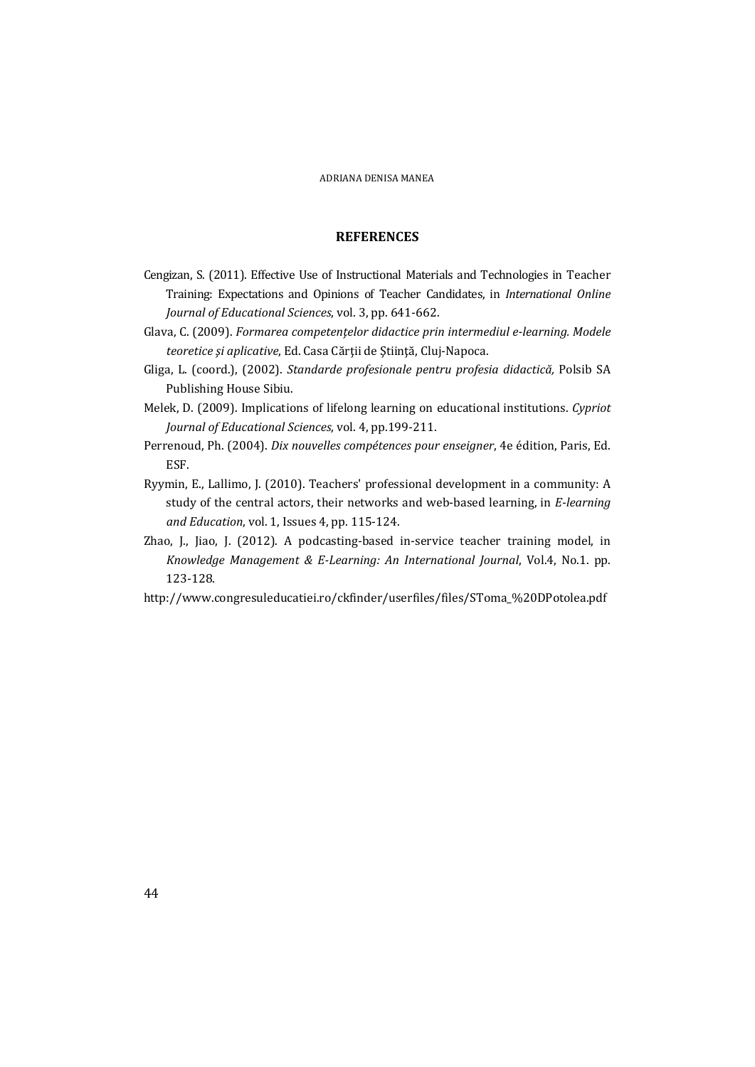## REFERENCES

Cengizan, S. (2011). Effective Use of Instructional Materials and Technologies in Teacher Training: Expectations and Opinions of Teacher Candidates, in *International Online Journal of Educational Sciences*, vol. 3, pp. 641-662.

Glava, C. (2009). *Formarea competențelor didactice prin intermediul e-learning. Modele teoretice și aplicative*, Ed. Casa Cărții de Știință, Cluj-Napoca.

Gliga, L. (coord.), (2002). *Standarde profesionale pentru profesia didactică,* Polsib SA Publishing House Sibiu.

Melek, D. (2009). Implications of lifelong learning on educational institutions. *Cypriot Journal of Educational Sciences*, vol. 4, pp.199-211.

Perrenoud, Ph. (2004). *Dix nouvelles compétences pour enseigner*, 4e édition, Paris, Ed. ESF.

Ryymin, E., Lallimo, J. (2010). Teachers' professional development in a community: A study of the central actors, their networks and web-based learning, in *E-learning and Education*, vol. 1, Issues 4, pp. 115-124.

Zhao, J., Jiao, J. (2012). A podcasting-based in-service teacher training model, in *Knowledge Management & E-Learning: An International Journal*, Vol.4, No.1. pp. 123-128.

http://www.congresuleducatiei.ro/ckfinder/userfiles/files/SToma_%20DPotolea.pdf